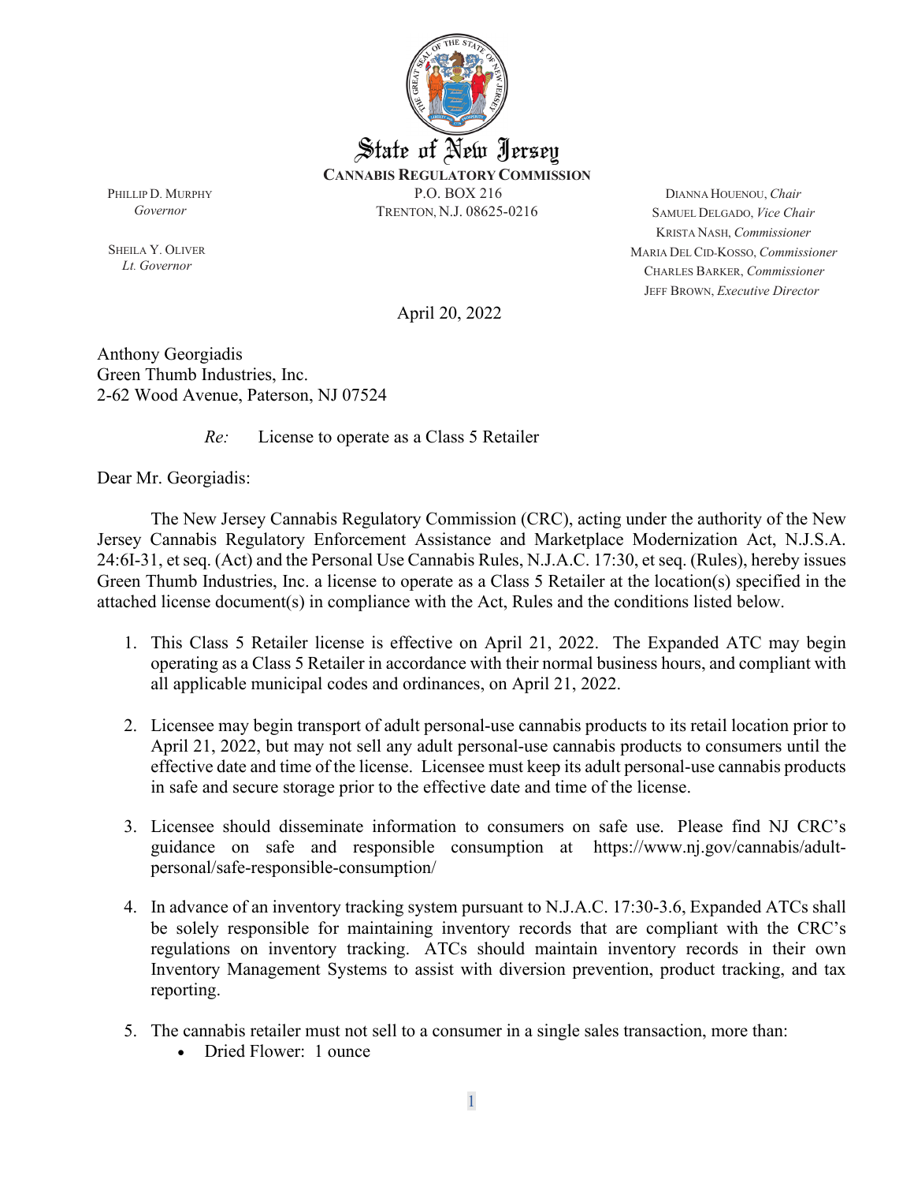State of New Jersey
**CANNABIS REGULATORY COMMISSION**
P.O. BOX 216
TRENTON, N.J. 08625-0216

PHILLIP D. MURPHY
*Governor*

SHEILA Y. OLIVER
*Lt. Governor*

DIANNA HOUENOU, *Chair*
SAMUEL DELGADO, *Vice Chair*
KRISTA NASH, *Commissioner*
MARIA DEL CID-KOSSO, *Commissioner*
CHARLES BARKER, *Commissioner*
JEFF BROWN, *Executive Director*

April 20, 2022

Anthony Georgiadis
Green Thumb Industries, Inc.
2-62 Wood Avenue, Paterson, NJ 07524

*Re:* License to operate as a Class 5 Retailer

Dear Mr. Georgiadis:

The New Jersey Cannabis Regulatory Commission (CRC), acting under the authority of the New Jersey Cannabis Regulatory Enforcement Assistance and Marketplace Modernization Act, N.J.S.A. 24:6I-31, et seq. (Act) and the Personal Use Cannabis Rules, N.J.A.C. 17:30, et seq. (Rules), hereby issues Green Thumb Industries, Inc. a license to operate as a Class 5 Retailer at the location(s) specified in the attached license document(s) in compliance with the Act, Rules and the conditions listed below.

1. This Class 5 Retailer license is effective on April 21, 2022. The Expanded ATC may begin operating as a Class 5 Retailer in accordance with their normal business hours, and compliant with all applicable municipal codes and ordinances, on April 21, 2022.

2. Licensee may begin transport of adult personal-use cannabis products to its retail location prior to April 21, 2022, but may not sell any adult personal-use cannabis products to consumers until the effective date and time of the license. Licensee must keep its adult personal-use cannabis products in safe and secure storage prior to the effective date and time of the license.

3. Licensee should disseminate information to consumers on safe use. Please find NJ CRC's guidance on safe and responsible consumption at https://www.nj.gov/cannabis/adult-personal/safe-responsible-consumption/

4. In advance of an inventory tracking system pursuant to N.J.A.C. 17:30-3.6, Expanded ATCs shall be solely responsible for maintaining inventory records that are compliant with the CRC's regulations on inventory tracking. ATCs should maintain inventory records in their own Inventory Management Systems to assist with diversion prevention, product tracking, and tax reporting.

5. The cannabis retailer must not sell to a consumer in a single sales transaction, more than:
   - Dried Flower: 1 ounce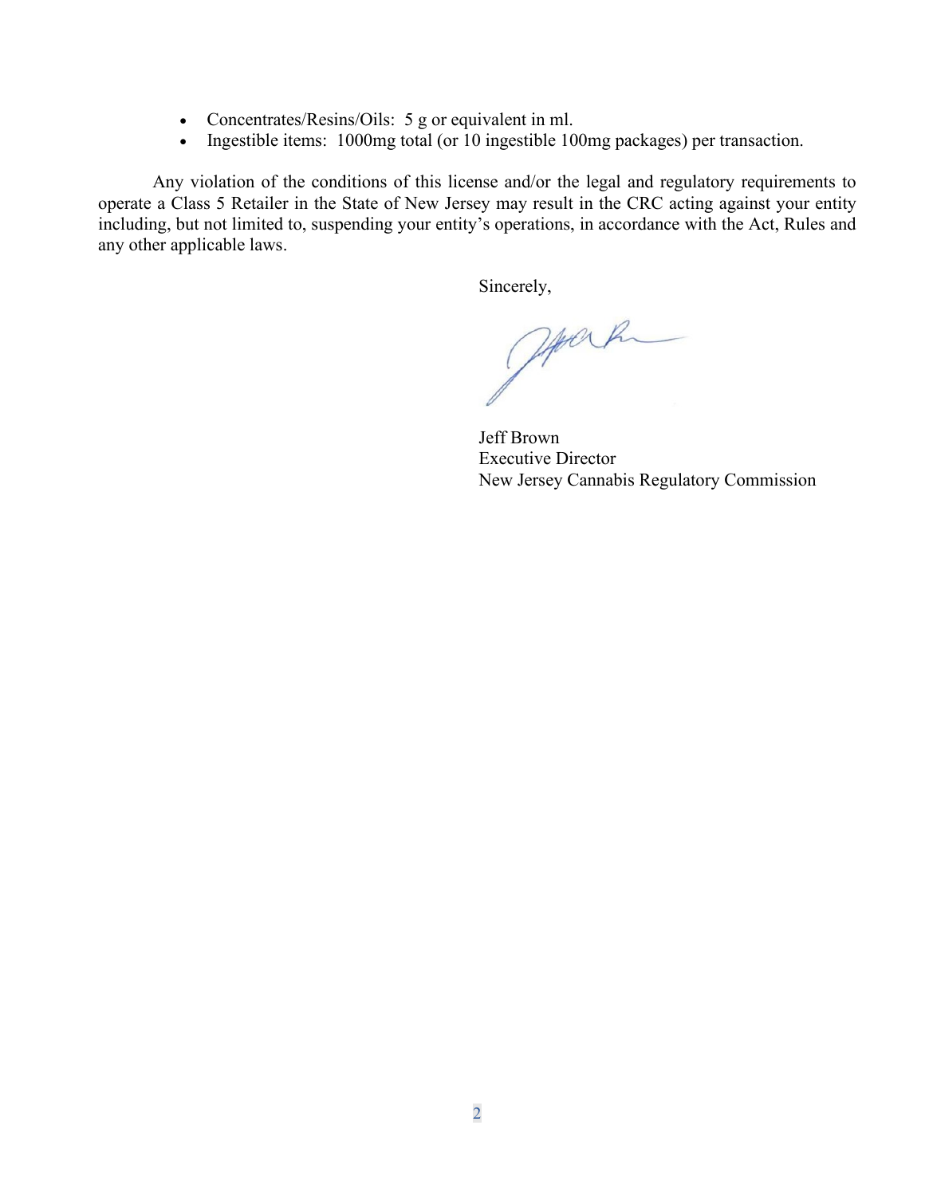- Concentrates/Resins/Oils: 5 g or equivalent in ml.
- Ingestible items: 1000mg total (or 10 ingestible 100mg packages) per transaction.

Any violation of the conditions of this license and/or the legal and regulatory requirements to operate a Class 5 Retailer in the State of New Jersey may result in the CRC acting against your entity including, but not limited to, suspending your entity's operations, in accordance with the Act, Rules and any other applicable laws.

Sincerely,

Jeff Brown
Executive Director
New Jersey Cannabis Regulatory Commission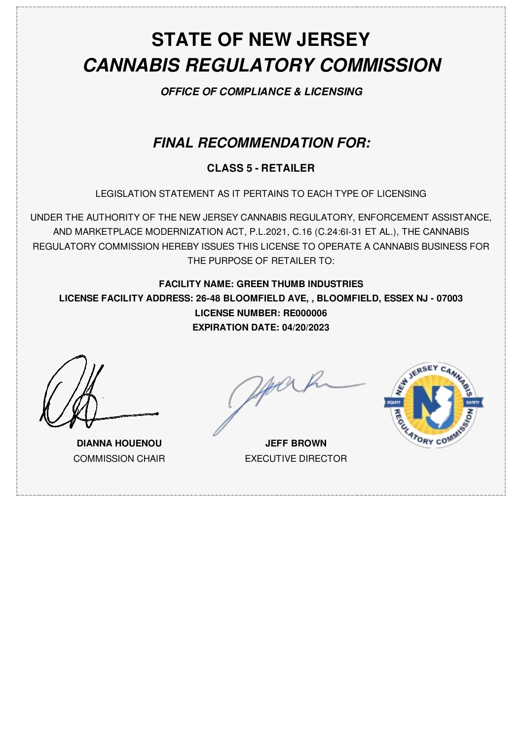# STATE OF NEW JERSEY

# *CANNABIS REGULATORY COMMISSION*

***OFFICE OF COMPLIANCE & LICENSING***

## *FINAL RECOMMENDATION FOR:*

**CLASS 5 - RETAILER**

LEGISLATION STATEMENT AS IT PERTAINS TO EACH TYPE OF LICENSING

UNDER THE AUTHORITY OF THE NEW JERSEY CANNABIS REGULATORY, ENFORCEMENT ASSISTANCE, AND MARKETPLACE MODERNIZATION ACT, P.L.2021, C.16 (C.24:6I-31 ET AL.), THE CANNABIS REGULATORY COMMISSION HEREBY ISSUES THIS LICENSE TO OPERATE A CANNABIS BUSINESS FOR THE PURPOSE OF RETAILER TO:

**FACILITY NAME: GREEN THUMB INDUSTRIES**
**LICENSE FACILITY ADDRESS: 26-48 BLOOMFIELD AVE, , BLOOMFIELD, ESSEX NJ - 07003**
**LICENSE NUMBER: RE000006**
**EXPIRATION DATE: 04/20/2023**

**DIANNA HOUENOU**
COMMISSION CHAIR

**JEFF BROWN**
EXECUTIVE DIRECTOR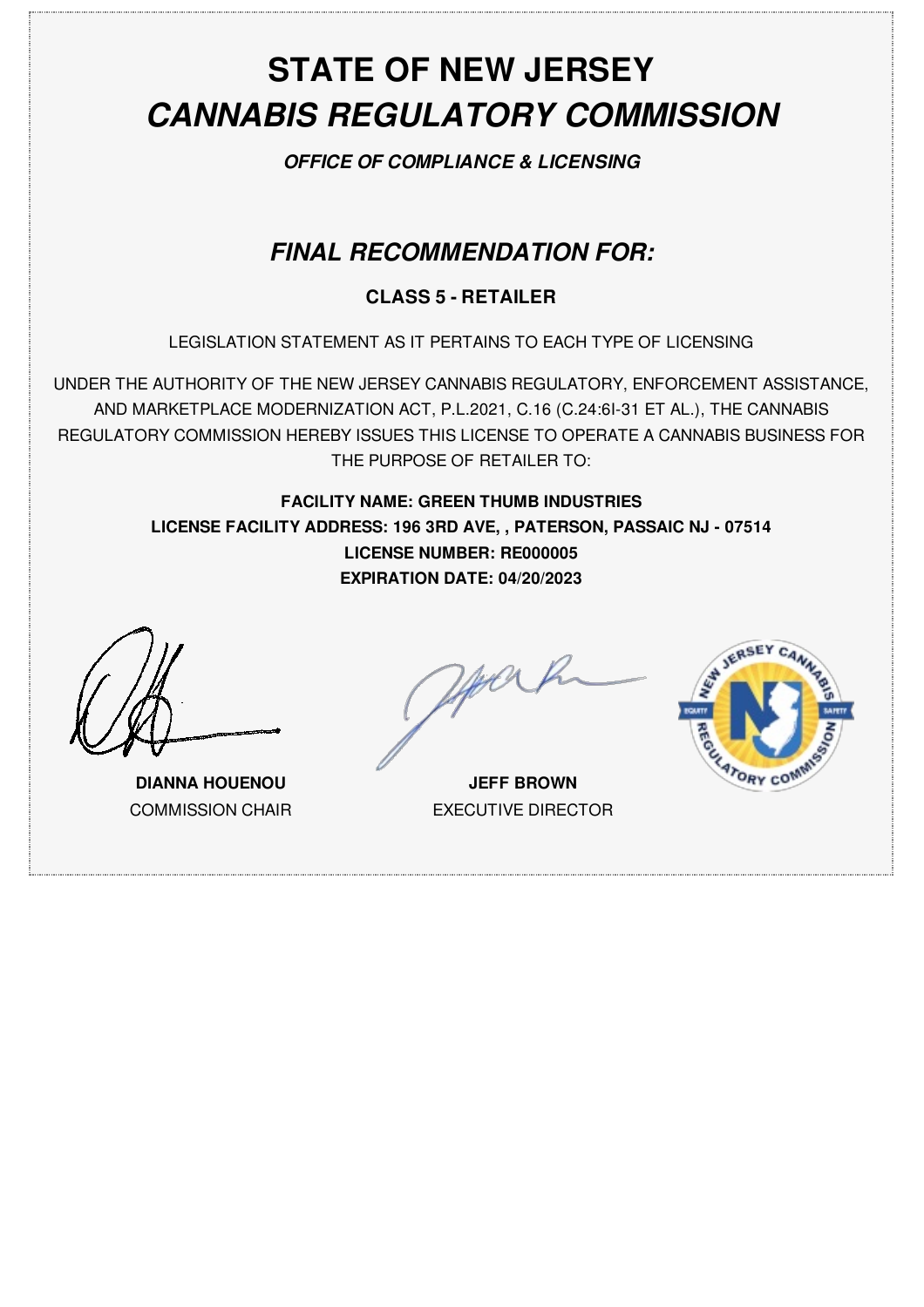# STATE OF NEW JERSEY

## *CANNABIS REGULATORY COMMISSION*

***OFFICE OF COMPLIANCE & LICENSING***

## *FINAL RECOMMENDATION FOR:*

**CLASS 5 - RETAILER**

LEGISLATION STATEMENT AS IT PERTAINS TO EACH TYPE OF LICENSING

UNDER THE AUTHORITY OF THE NEW JERSEY CANNABIS REGULATORY, ENFORCEMENT ASSISTANCE, AND MARKETPLACE MODERNIZATION ACT, P.L.2021, C.16 (C.24:6I-31 ET AL.), THE CANNABIS REGULATORY COMMISSION HEREBY ISSUES THIS LICENSE TO OPERATE A CANNABIS BUSINESS FOR THE PURPOSE OF RETAILER TO:

**FACILITY NAME: GREEN THUMB INDUSTRIES**
**LICENSE FACILITY ADDRESS: 196 3RD AVE, , PATERSON, PASSAIC NJ - 07514**
**LICENSE NUMBER: RE000005**
**EXPIRATION DATE: 04/20/2023**

**DIANNA HOUENOU**
COMMISSION CHAIR

**JEFF BROWN**
EXECUTIVE DIRECTOR